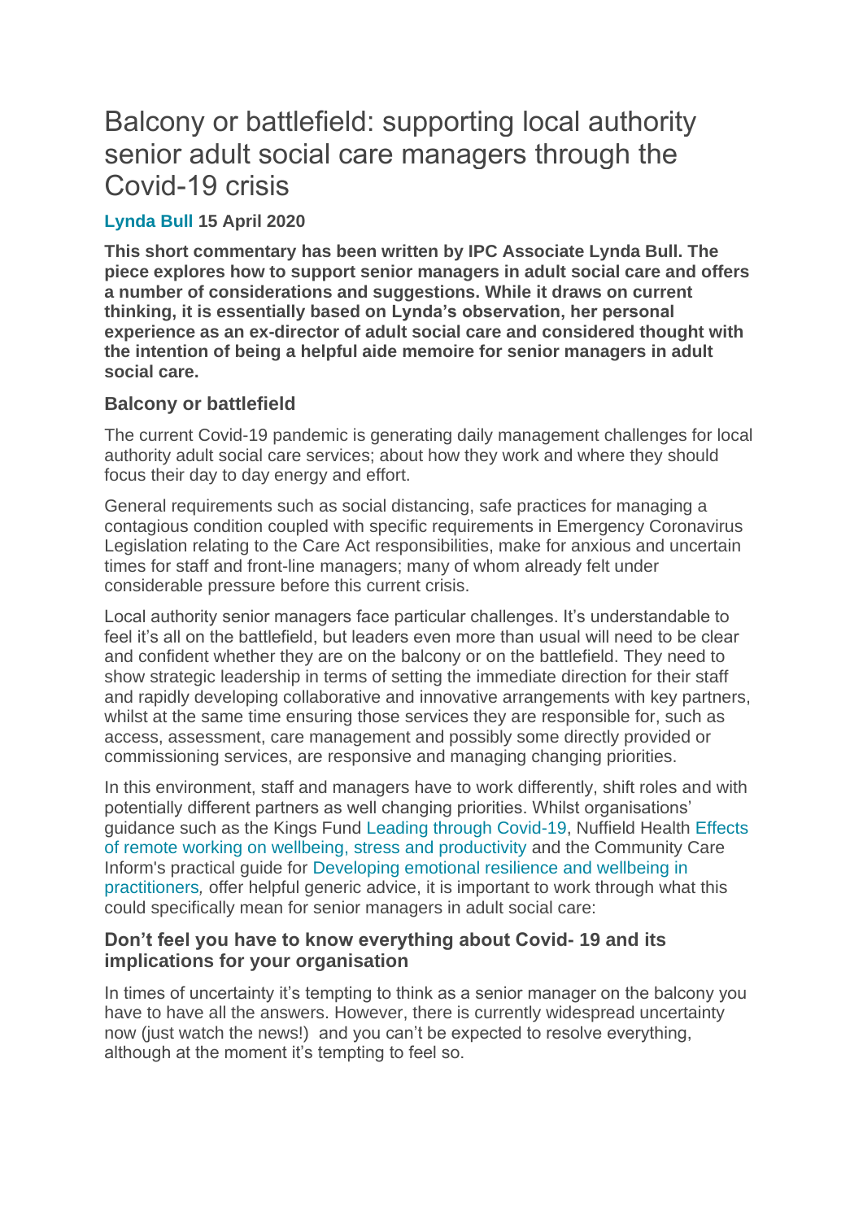# Balcony or battlefield: supporting local authority senior adult social care managers through the Covid-19 crisis

**Lynda Bull 15 April 2020**

**This short commentary has been written by IPC Associate Lynda Bull. The piece explores how to support senior managers in adult social care and offers a number of considerations and suggestions. While it draws on current thinking, it is essentially based on Lynda's observation, her personal experience as an ex-director of adult social care and considered thought with the intention of being a helpful aide memoire for senior managers in adult social care.**

## Balcony or battlefield

The current Covid-19 pandemic is generating daily management challenges for local authority adult social care services; about how they work and where they should focus their day to day energy and effort.

General requirements such as social distancing, safe practices for managing a contagious condition coupled with specific requirements in Emergency Coronavirus Legislation relating to the Care Act responsibilities, make for anxious and uncertain times for staff and front-line managers; many of whom already felt under considerable pressure before this current crisis.

Local authority senior managers face particular challenges. It's understandable to feel it's all on the battlefield, but leaders even more than usual will need to be clear and confident whether they are on the balcony or on the battlefield. They need to show strategic leadership in terms of setting the immediate direction for their staff and rapidly developing collaborative and innovative arrangements with key partners, whilst at the same time ensuring those services they are responsible for, such as access, assessment, care management and possibly some directly provided or commissioning services, are responsive and managing changing priorities.

In this environment, staff and managers have to work differently, shift roles and with potentially different partners as well changing priorities. Whilst organisations' guidance such as the Kings Fund Leading through Covid-19, Nuffield Health Effects of remote working on wellbeing, stress and productivity and the Community Care Inform's practical guide for Developing emotional resilience and wellbeing in practitioners*,* offer helpful generic advice, it is important to work through what this could specifically mean for senior managers in adult social care:

### Don't feel you have to know everything about Covid- 19 and its implications for your organisation

In times of uncertainty it's tempting to think as a senior manager on the balcony you have to have all the answers. However, there is currently widespread uncertainty now (just watch the news!) and you can't be expected to resolve everything, although at the moment it's tempting to feel so.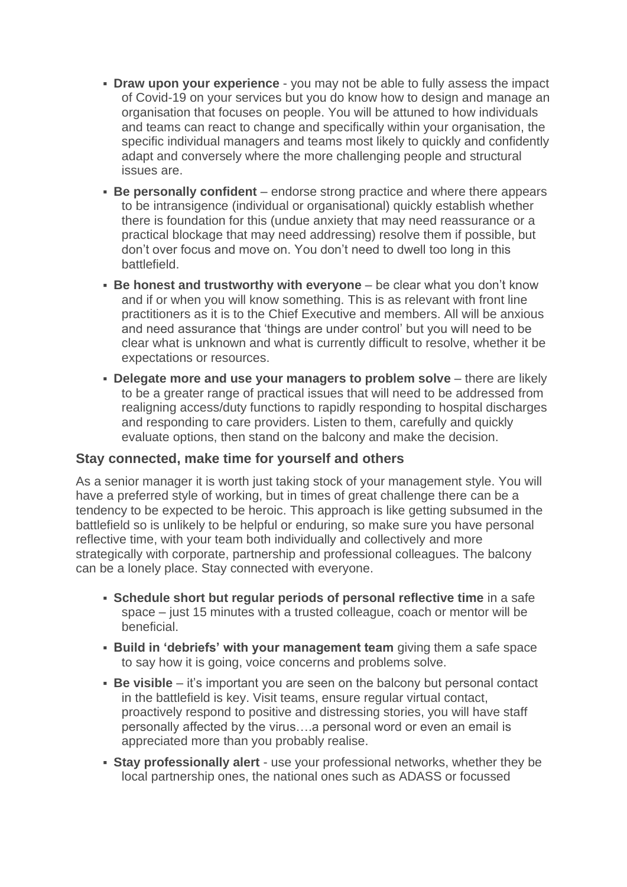- **Draw upon your experience** - you may not be able to fully assess the impact of Covid-19 on your services but you do know how to design and manage an organisation that focuses on people. You will be attuned to how individuals and teams can react to change and specifically within your organisation, the specific individual managers and teams most likely to quickly and confidently adapt and conversely where the more challenging people and structural issues are.
- **Be personally confident** – endorse strong practice and where there appears to be intransigence (individual or organisational) quickly establish whether there is foundation for this (undue anxiety that may need reassurance or a practical blockage that may need addressing) resolve them if possible, but don't over focus and move on. You don't need to dwell too long in this battlefield.
- **Be honest and trustworthy with everyone** – be clear what you don't know and if or when you will know something. This is as relevant with front line practitioners as it is to the Chief Executive and members. All will be anxious and need assurance that 'things are under control' but you will need to be clear what is unknown and what is currently difficult to resolve, whether it be expectations or resources.
- **Delegate more and use your managers to problem solve** – there are likely to be a greater range of practical issues that will need to be addressed from realigning access/duty functions to rapidly responding to hospital discharges and responding to care providers. Listen to them, carefully and quickly evaluate options, then stand on the balcony and make the decision.

### Stay connected, make time for yourself and others

As a senior manager it is worth just taking stock of your management style. You will have a preferred style of working, but in times of great challenge there can be a tendency to be expected to be heroic. This approach is like getting subsumed in the battlefield so is unlikely to be helpful or enduring, so make sure you have personal reflective time, with your team both individually and collectively and more strategically with corporate, partnership and professional colleagues. The balcony can be a lonely place. Stay connected with everyone.

- **Schedule short but regular periods of personal reflective time** in a safe space – just 15 minutes with a trusted colleague, coach or mentor will be beneficial.
- **Build in 'debriefs' with your management team** giving them a safe space to say how it is going, voice concerns and problems solve.
- **Be visible** – it's important you are seen on the balcony but personal contact in the battlefield is key. Visit teams, ensure regular virtual contact, proactively respond to positive and distressing stories, you will have staff personally affected by the virus….a personal word or even an email is appreciated more than you probably realise.
- **Stay professionally alert** - use your professional networks, whether they be local partnership ones, the national ones such as ADASS or focussed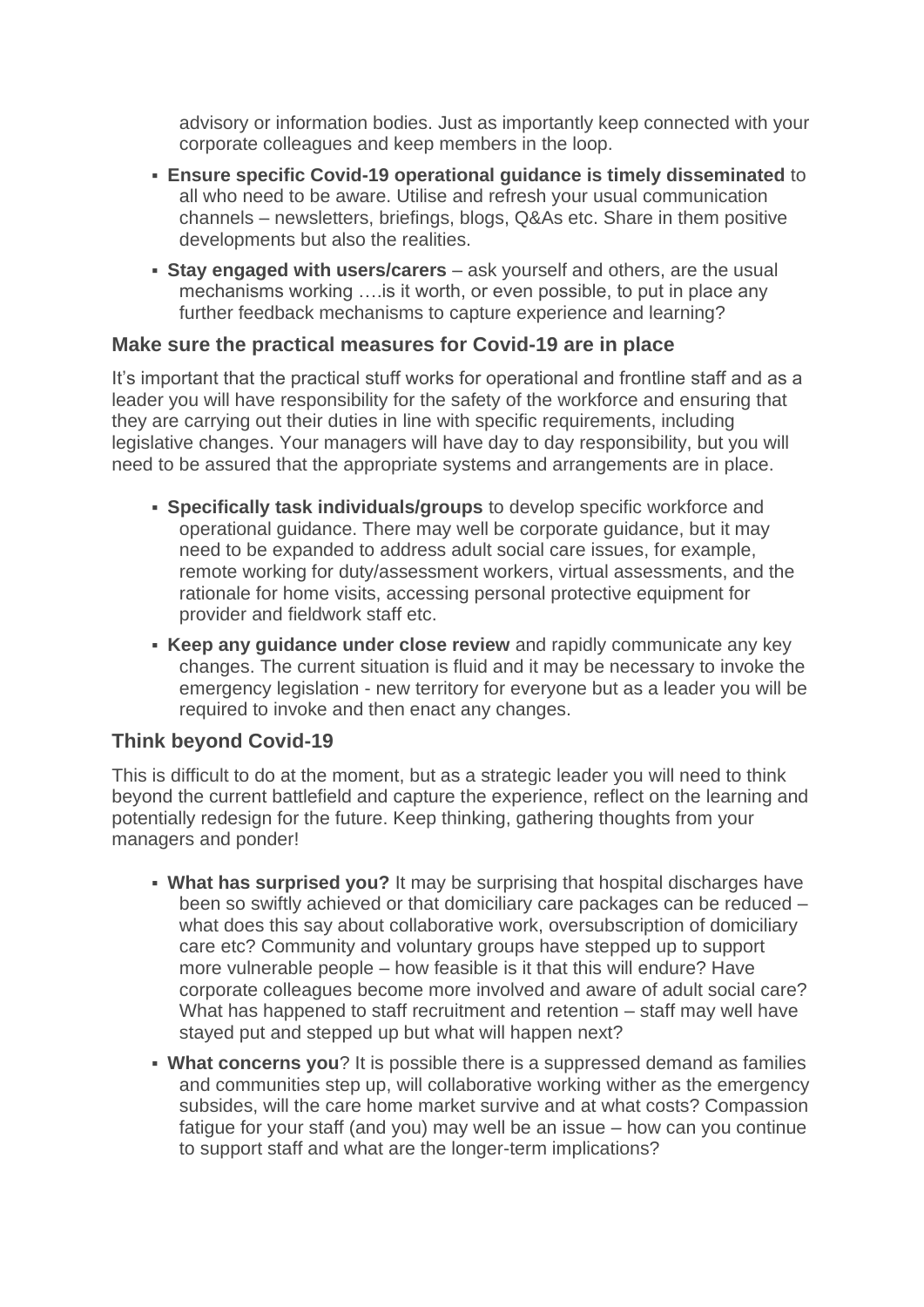advisory or information bodies. Just as importantly keep connected with your corporate colleagues and keep members in the loop.

- **Ensure specific Covid-19 operational guidance is timely disseminated** to all who need to be aware. Utilise and refresh your usual communication channels – newsletters, briefings, blogs, Q&As etc. Share in them positive developments but also the realities.
- **Stay engaged with users/carers** – ask yourself and others, are the usual mechanisms working ….is it worth, or even possible, to put in place any further feedback mechanisms to capture experience and learning?

### Make sure the practical measures for Covid-19 are in place

It's important that the practical stuff works for operational and frontline staff and as a leader you will have responsibility for the safety of the workforce and ensuring that they are carrying out their duties in line with specific requirements, including legislative changes. Your managers will have day to day responsibility, but you will need to be assured that the appropriate systems and arrangements are in place.

- **Specifically task individuals/groups** to develop specific workforce and operational guidance. There may well be corporate guidance, but it may need to be expanded to address adult social care issues, for example, remote working for duty/assessment workers, virtual assessments, and the rationale for home visits, accessing personal protective equipment for provider and fieldwork staff etc.
- **Keep any guidance under close review** and rapidly communicate any key changes. The current situation is fluid and it may be necessary to invoke the emergency legislation - new territory for everyone but as a leader you will be required to invoke and then enact any changes.

### Think beyond Covid-19

This is difficult to do at the moment, but as a strategic leader you will need to think beyond the current battlefield and capture the experience, reflect on the learning and potentially redesign for the future. Keep thinking, gathering thoughts from your managers and ponder!

- **What has surprised you?** It may be surprising that hospital discharges have been so swiftly achieved or that domiciliary care packages can be reduced – what does this say about collaborative work, oversubscription of domiciliary care etc? Community and voluntary groups have stepped up to support more vulnerable people – how feasible is it that this will endure? Have corporate colleagues become more involved and aware of adult social care? What has happened to staff recruitment and retention – staff may well have stayed put and stepped up but what will happen next?
- **What concerns you**? It is possible there is a suppressed demand as families and communities step up, will collaborative working wither as the emergency subsides, will the care home market survive and at what costs? Compassion fatigue for your staff (and you) may well be an issue – how can you continue to support staff and what are the longer-term implications?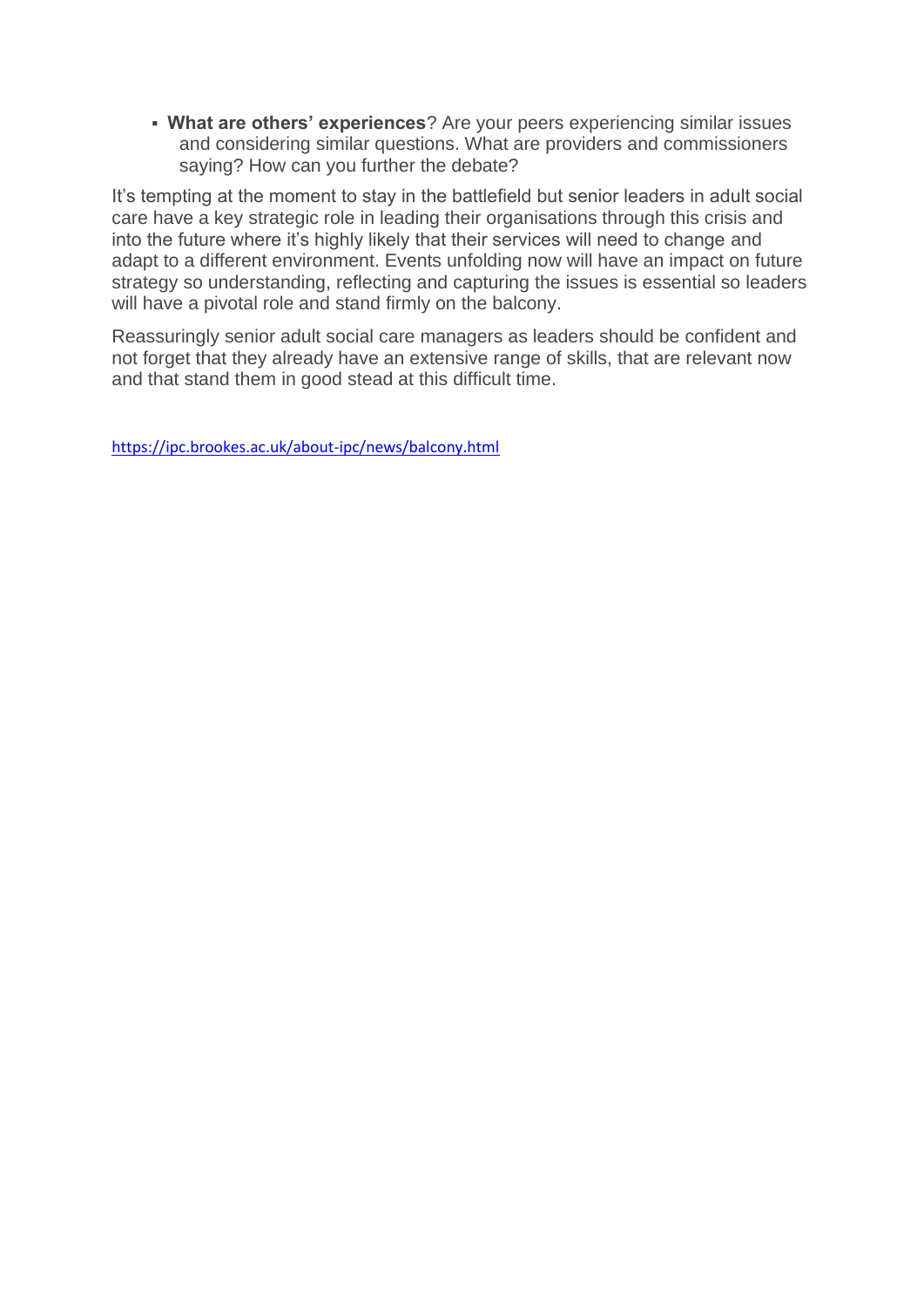- **What are others' experiences**? Are your peers experiencing similar issues and considering similar questions. What are providers and commissioners saying? How can you further the debate?

It's tempting at the moment to stay in the battlefield but senior leaders in adult social care have a key strategic role in leading their organisations through this crisis and into the future where it's highly likely that their services will need to change and adapt to a different environment. Events unfolding now will have an impact on future strategy so understanding, reflecting and capturing the issues is essential so leaders will have a pivotal role and stand firmly on the balcony.

Reassuringly senior adult social care managers as leaders should be confident and not forget that they already have an extensive range of skills, that are relevant now and that stand them in good stead at this difficult time.

https://ipc.brookes.ac.uk/about-ipc/news/balcony.html